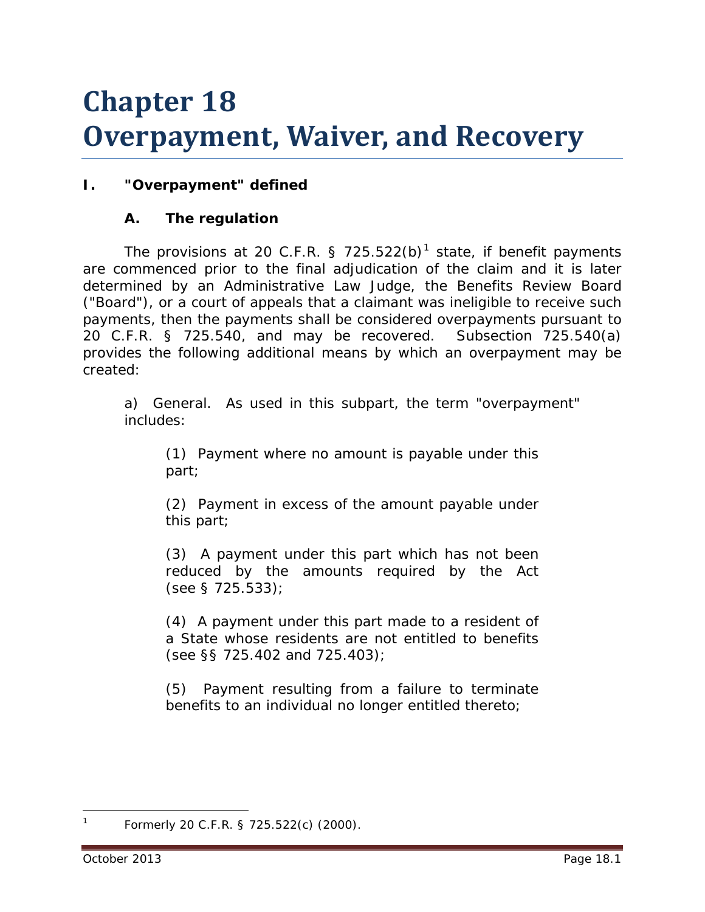# Chapter 18
# Overpayment, Waiver, and Recovery

## I. "Overpayment" defined

### A. The regulation

The provisions at 20 C.F.R. § 725.522(b)[1] state, if benefit payments are commenced prior to the final adjudication of the claim and it is later determined by an Administrative Law Judge, the Benefits Review Board ("Board"), or a court of appeals that a claimant was ineligible to receive such payments, then the payments shall be considered overpayments pursuant to 20 C.F.R. § 725.540, and may be recovered. Subsection 725.540(a) provides the following additional means by which an overpayment may be created:

> a) General. As used in this subpart, the term "overpayment" includes:
>
> > (1) Payment where no amount is payable under this part;
> >
> > (2) Payment in excess of the amount payable under this part;
> >
> > (3) A payment under this part which has not been reduced by the amounts required by the Act (see § 725.533);
> >
> > (4) A payment under this part made to a resident of a State whose residents are not entitled to benefits (see §§ 725.402 and 725.403);
> >
> > (5) Payment resulting from a failure to terminate benefits to an individual no longer entitled thereto;

---

[1] Formerly 20 C.F.R. § 725.522(c) (2000).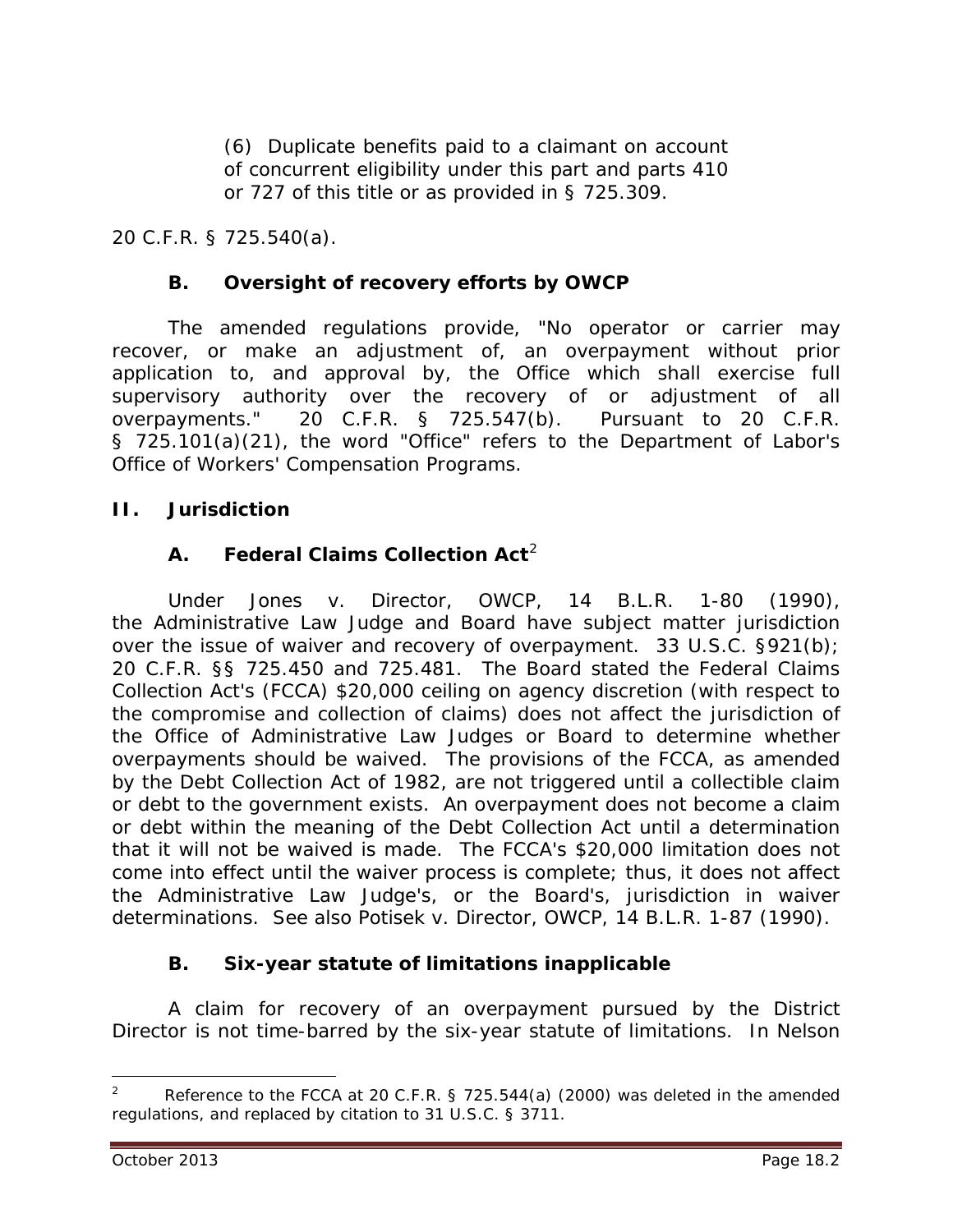(6) Duplicate benefits paid to a claimant on account of concurrent eligibility under this part and parts 410 or 727 of this title or as provided in § 725.309.

20 C.F.R. § 725.540(a).

### B. Oversight of recovery efforts by OWCP

The amended regulations provide, "No operator or carrier may recover, or make an adjustment of, an overpayment without prior application to, and approval by, the Office which shall exercise full supervisory authority over the recovery of or adjustment of all overpayments." 20 C.F.R. § 725.547(b). Pursuant to 20 C.F.R. § 725.101(a)(21), the word "Office" refers to the Department of Labor's Office of Workers' Compensation Programs.

## II. Jurisdiction

### A. Federal Claims Collection Act[2]

Under *Jones v. Director, OWCP*, 14 B.L.R. 1-80 (1990), the Administrative Law Judge and Board have subject matter jurisdiction over the issue of waiver and recovery of overpayment. 33 U.S.C. §921(b); 20 C.F.R. §§ 725.450 and 725.481. The Board stated the Federal Claims Collection Act's (FCCA) $20,000 ceiling on agency discretion (with respect to the compromise and collection of claims) does not affect the jurisdiction of the Office of Administrative Law Judges or Board to determine whether overpayments should be waived. The provisions of the FCCA, as amended by the Debt Collection Act of 1982, are not triggered until a collectible claim or debt to the government exists. An overpayment does not become a claim or debt within the meaning of the Debt Collection Act until a determination that it will not be waived is made. The FCCA's $20,000 limitation does not come into effect until the waiver process is complete; thus, it does not affect the Administrative Law Judge's, or the Board's, jurisdiction in waiver determinations. *See also Potisek v. Director, OWCP*, 14 B.L.R. 1-87 (1990).

### B. Six-year statute of limitations inapplicable

A claim for recovery of an overpayment pursued by the District Director is not time-barred by the six-year statute of limitations. In *Nelson*

---

[2] Reference to the FCCA at 20 C.F.R. § 725.544(a) (2000) was deleted in the amended regulations, and replaced by citation to 31 U.S.C. § 3711.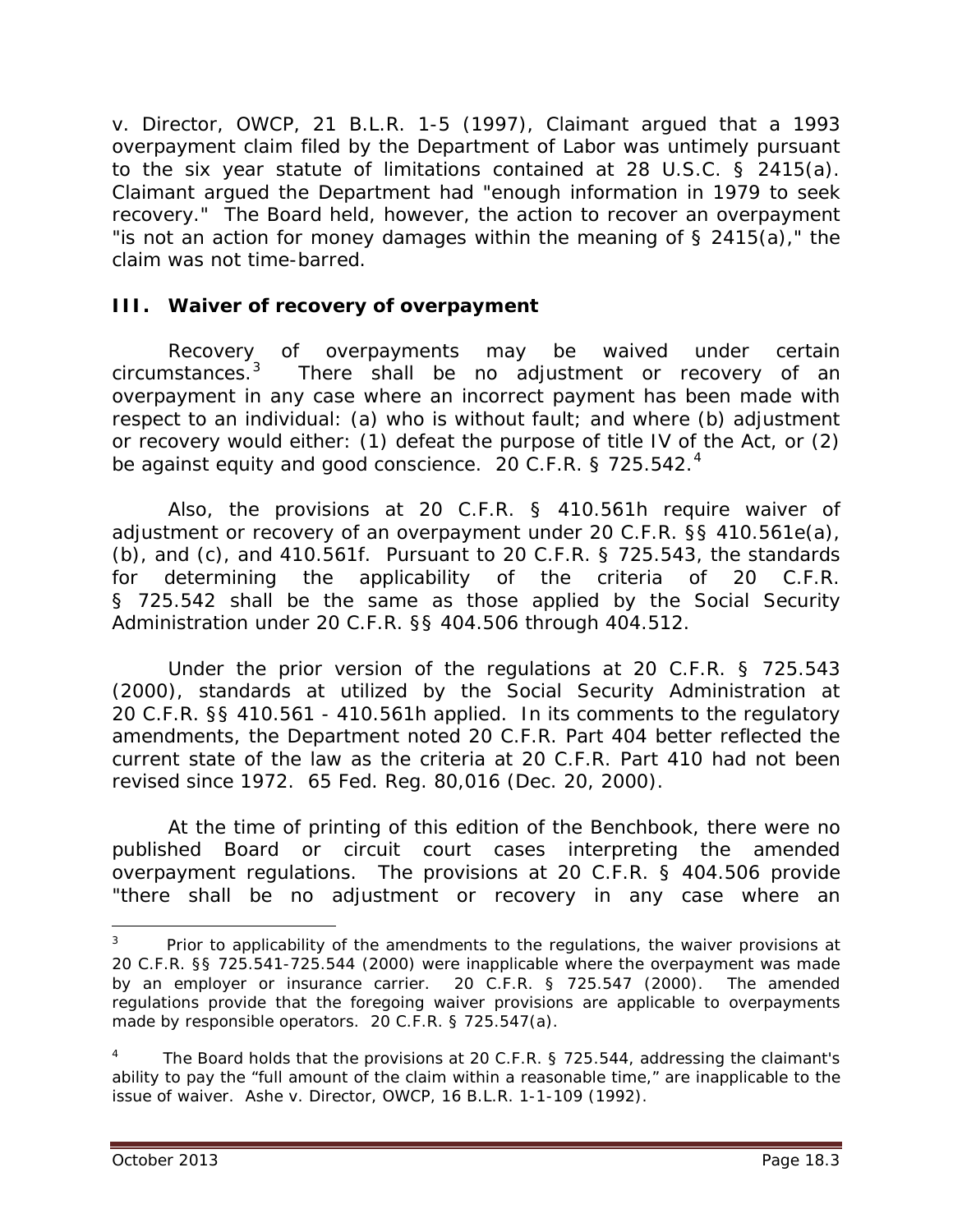*v. Director, OWCP*, 21 B.L.R. 1-5 (1997), Claimant argued that a 1993 overpayment claim filed by the Department of Labor was untimely pursuant to the six year statute of limitations contained at 28 U.S.C. § 2415(a). Claimant argued the Department had "enough information in 1979 to seek recovery." The Board held, however, the action to recover an overpayment "is not an action for money damages within the meaning of § 2415(a)," the claim was not time-barred.

## III. Waiver of recovery of overpayment

Recovery of overpayments may be waived under certain circumstances.[3] There shall be no adjustment or recovery of an overpayment in any case where an incorrect payment has been made with respect to an individual: (a) who is without fault; and where (b) adjustment or recovery would either: (1) defeat the purpose of title IV of the Act, or (2) be against equity and good conscience. 20 C.F.R. § 725.542.[4]

Also, the provisions at 20 C.F.R. § 410.561h require waiver of adjustment or recovery of an overpayment under 20 C.F.R. §§ 410.561e(a), (b), and (c), and 410.561f. Pursuant to 20 C.F.R. § 725.543, the standards for determining the applicability of the criteria of 20 C.F.R. § 725.542 shall be the same as those applied by the Social Security Administration under 20 C.F.R. §§ 404.506 through 404.512.

Under the prior version of the regulations at 20 C.F.R. § 725.543 (2000), standards at utilized by the Social Security Administration at 20 C.F.R. §§ 410.561 - 410.561h applied. In its comments to the regulatory amendments, the Department noted 20 C.F.R. Part 404 better reflected the current state of the law as the criteria at 20 C.F.R. Part 410 had not been revised since 1972. 65 Fed. Reg. 80,016 (Dec. 20, 2000).

At the time of printing of this edition of the Benchbook, there were no published Board or circuit court cases interpreting the amended overpayment regulations. The provisions at 20 C.F.R. § 404.506 provide "there shall be no adjustment or recovery in any case where an

---

[3] Prior to applicability of the amendments to the regulations, the waiver provisions at 20 C.F.R. §§ 725.541-725.544 (2000) were inapplicable where the overpayment was made by an employer or insurance carrier. 20 C.F.R. § 725.547 (2000). The amended regulations provide that the foregoing waiver provisions are applicable to overpayments made by responsible operators. 20 C.F.R. § 725.547(a).

[4] The Board holds that the provisions at 20 C.F.R. § 725.544, addressing the claimant's ability to pay the "full amount of the claim within a reasonable time," are inapplicable to the issue of waiver. *Ashe v. Director, OWCP*, 16 B.L.R. 1-1-109 (1992).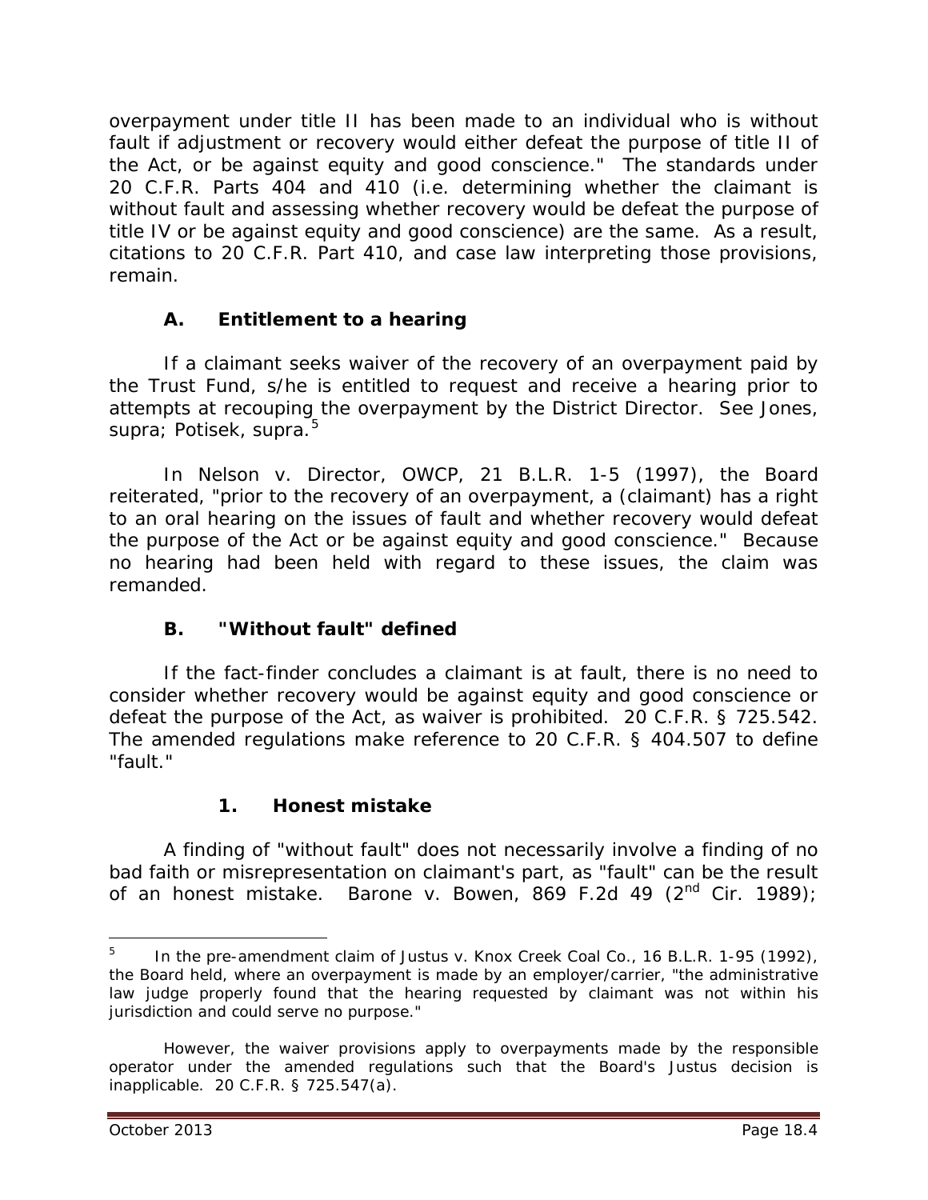overpayment under title II has been made to an individual who is without fault if adjustment or recovery would either defeat the purpose of title II of the Act, or be against equity and good conscience." The standards under 20 C.F.R. Parts 404 and 410 (i.e. determining whether the claimant is without fault and assessing whether recovery would be defeat the purpose of title IV or be against equity and good conscience) are the same. As a result, citations to 20 C.F.R. Part 410, and case law interpreting those provisions, remain.

### A. Entitlement to a hearing

If a claimant seeks waiver of the recovery of an overpayment paid by the Trust Fund, s/he is entitled to request and receive a hearing prior to attempts at recouping the overpayment by the District Director. See *Jones*, *supra*; *Potisek*, *supra*.[5]

In *Nelson v. Director, OWCP*, 21 B.L.R. 1-5 (1997), the Board reiterated, "prior to the recovery of an overpayment, a (claimant) has a right to an oral hearing on the issues of fault and whether recovery would defeat the purpose of the Act or be against equity and good conscience." Because no hearing had been held with regard to these issues, the claim was remanded.

### B. "Without fault" defined

If the fact-finder concludes a claimant is at fault, there is no need to consider whether recovery would be against equity and good conscience or defeat the purpose of the Act, as waiver is prohibited. 20 C.F.R. § 725.542. The amended regulations make reference to 20 C.F.R. § 404.507 to define "fault."

#### 1. Honest mistake

A finding of "without fault" does not necessarily involve a finding of no bad faith or misrepresentation on claimant's part, as "fault" can be the result of an honest mistake. *Barone v. Bowen*, 869 F.2d 49 (2nd Cir. 1989);

---

[5] In the pre-amendment claim of *Justus v. Knox Creek Coal Co.*, 16 B.L.R. 1-95 (1992), the Board held, where an overpayment is made by an employer/carrier, "the administrative law judge properly found that the hearing requested by claimant was not within his jurisdiction and could serve no purpose."

However, the waiver provisions apply to overpayments made by the responsible operator under the amended regulations such that the Board's *Justus* decision is inapplicable. 20 C.F.R. § 725.547(a).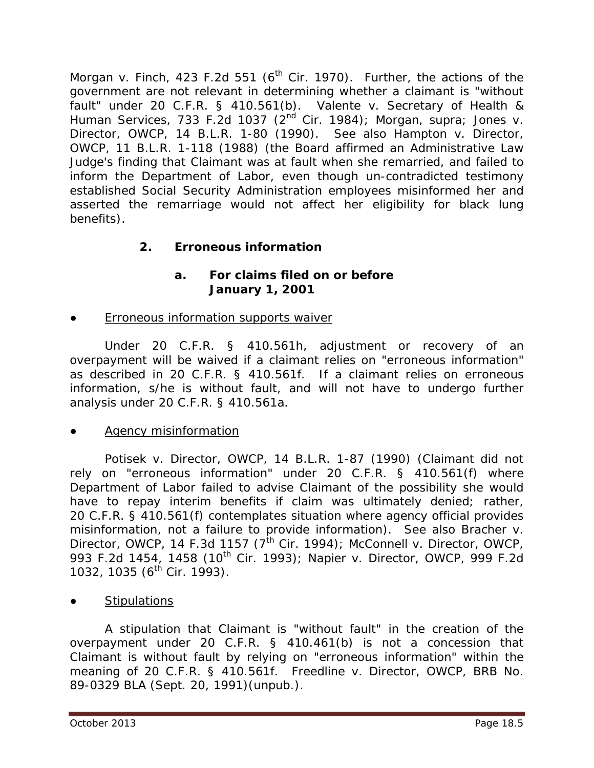Morgan v. Finch, 423 F.2d 551 (6th Cir. 1970). Further, the actions of the government are not relevant in determining whether a claimant is "without fault" under 20 C.F.R. § 410.561(b). Valente v. Secretary of Health & Human Services, 733 F.2d 1037 (2nd Cir. 1984); Morgan, supra; Jones v. Director, OWCP, 14 B.L.R. 1-80 (1990). See also Hampton v. Director, OWCP, 11 B.L.R. 1-118 (1988) (the Board affirmed an Administrative Law Judge's finding that Claimant was at fault when she remarried, and failed to inform the Department of Labor, even though un-contradicted testimony established Social Security Administration employees misinformed her and asserted the remarriage would not affect her eligibility for black lung benefits).

### 2. Erroneous information

#### a. For claims filed on or before January 1, 2001

- Erroneous information supports waiver

Under 20 C.F.R. § 410.561h, adjustment or recovery of an overpayment will be waived if a claimant relies on "erroneous information" as described in 20 C.F.R. § 410.561f. If a claimant relies on erroneous information, s/he is without fault, and will not have to undergo further analysis under 20 C.F.R. § 410.561a.

- Agency misinformation

Potisek v. Director, OWCP, 14 B.L.R. 1-87 (1990) (Claimant did not rely on "erroneous information" under 20 C.F.R. § 410.561(f) where Department of Labor failed to advise Claimant of the possibility she would have to repay interim benefits if claim was ultimately denied; rather, 20 C.F.R. § 410.561(f) contemplates situation where agency official provides misinformation, not a failure to provide information). See also Bracher v. Director, OWCP, 14 F.3d 1157 (7th Cir. 1994); McConnell v. Director, OWCP, 993 F.2d 1454, 1458 (10th Cir. 1993); Napier v. Director, OWCP, 999 F.2d 1032, 1035 (6th Cir. 1993).

- Stipulations

A stipulation that Claimant is "without fault" in the creation of the overpayment under 20 C.F.R. § 410.461(b) is not a concession that Claimant is without fault by relying on "erroneous information" within the meaning of 20 C.F.R. § 410.561f. Freedline v. Director, OWCP, BRB No. 89-0329 BLA (Sept. 20, 1991)(unpub.).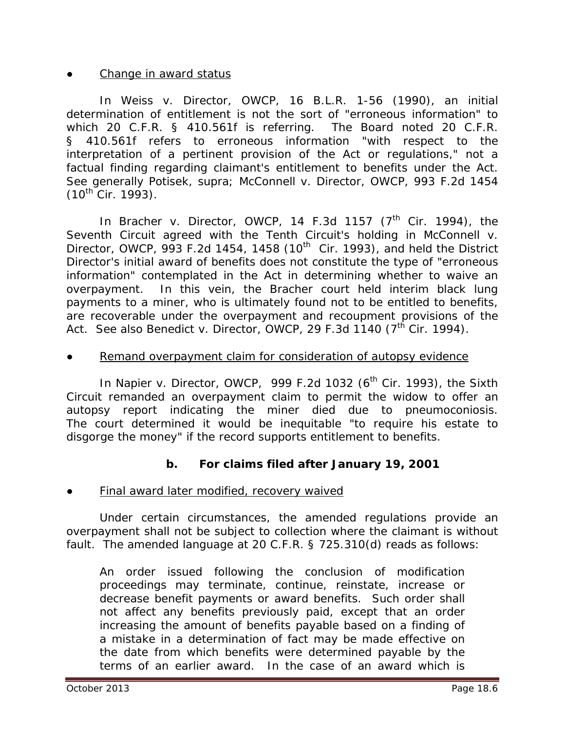● <u>Change in award status</u>

In *Weiss v. Director, OWCP*, 16 B.L.R. 1-56 (1990), an initial determination of entitlement is not the sort of "erroneous information" to which 20 C.F.R. § 410.561f is referring. The Board noted 20 C.F.R. § 410.561f refers to erroneous information "with respect to the interpretation of a pertinent provision of the Act or regulations," not a factual finding regarding claimant's entitlement to benefits under the Act. *See generally Potisek, supra*; *McConnell v. Director, OWCP*, 993 F.2d 1454 (10th Cir. 1993).

In *Bracher v. Director, OWCP*, 14 F.3d 1157 (7th Cir. 1994), the Seventh Circuit agreed with the Tenth Circuit's holding in *McConnell v. Director, OWCP*, 993 F.2d 1454, 1458 (10th Cir. 1993), and held the District Director's initial award of benefits does not constitute the type of "erroneous information" contemplated in the Act in determining whether to waive an overpayment. In this vein, the *Bracher* court held interim black lung payments to a miner, who is ultimately found not to be entitled to benefits, are recoverable under the overpayment and recoupment provisions of the Act. *See also Benedict v. Director, OWCP*, 29 F.3d 1140 (7th Cir. 1994).

● <u>Remand overpayment claim for consideration of autopsy evidence</u>

In *Napier v. Director, OWCP*, 999 F.2d 1032 (6th Cir. 1993), the Sixth Circuit remanded an overpayment claim to permit the widow to offer an autopsy report indicating the miner died due to pneumoconiosis. The court determined it would be inequitable "to require his estate to disgorge the money" if the record supports entitlement to benefits.

### b. For claims filed after January 19, 2001

● <u>Final award later modified, recovery waived</u>

Under certain circumstances, the amended regulations provide an overpayment shall not be subject to collection where the claimant is without fault. The amended language at 20 C.F.R. § 725.310(d) reads as follows:

> An order issued following the conclusion of modification proceedings may terminate, continue, reinstate, increase or decrease benefit payments or award benefits. Such order shall not affect any benefits previously paid, except that an order increasing the amount of benefits payable based on a finding of a mistake in a determination of fact may be made effective on the date from which benefits were determined payable by the terms of an earlier award. In the case of an award which is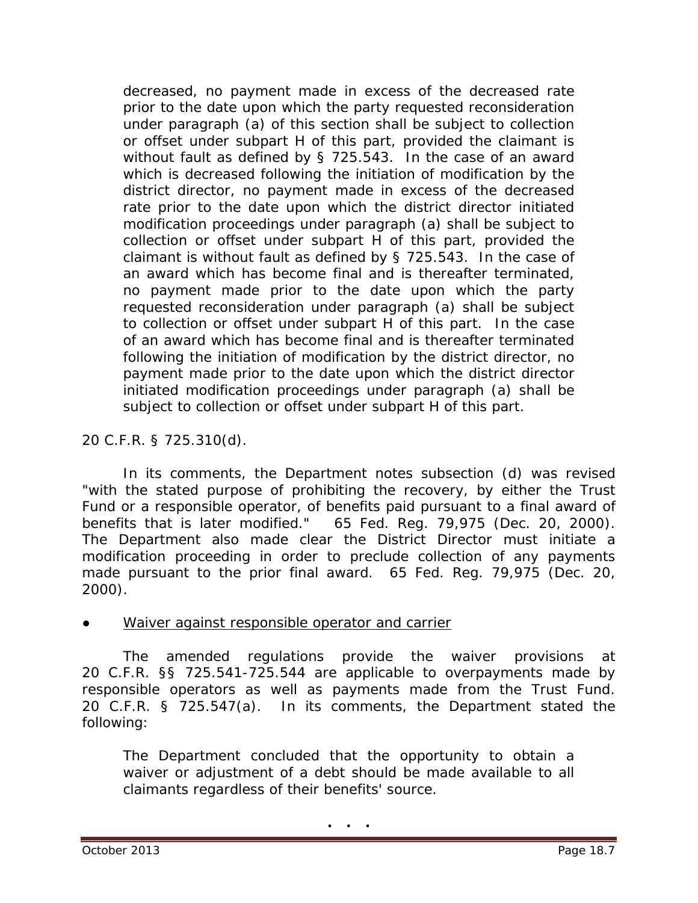> decreased, no payment made in excess of the decreased rate prior to the date upon which the party requested reconsideration under paragraph (a) of this section shall be subject to collection or offset under subpart H of this part, provided the claimant is without fault as defined by § 725.543. In the case of an award which is decreased following the initiation of modification by the district director, no payment made in excess of the decreased rate prior to the date upon which the district director initiated modification proceedings under paragraph (a) shall be subject to collection or offset under subpart H of this part, provided the claimant is without fault as defined by § 725.543. In the case of an award which has become final and is thereafter terminated, no payment made prior to the date upon which the party requested reconsideration under paragraph (a) shall be subject to collection or offset under subpart H of this part. In the case of an award which has become final and is thereafter terminated following the initiation of modification by the district director, no payment made prior to the date upon which the district director initiated modification proceedings under paragraph (a) shall be subject to collection or offset under subpart H of this part.

20 C.F.R. § 725.310(d).

In its comments, the Department notes subsection (d) was revised "with the stated purpose of prohibiting the recovery, by either the Trust Fund or a responsible operator, of benefits paid pursuant to a final award of benefits that is later modified." 65 Fed. Reg. 79,975 (Dec. 20, 2000). The Department also made clear the District Director must initiate a modification proceeding in order to preclude collection of any payments made pursuant to the prior final award. 65 Fed. Reg. 79,975 (Dec. 20, 2000).

- Waiver against responsible operator and carrier

The amended regulations provide the waiver provisions at 20 C.F.R. §§ 725.541-725.544 are applicable to overpayments made by responsible operators as well as payments made from the Trust Fund. 20 C.F.R. § 725.547(a). In its comments, the Department stated the following:

> The Department concluded that the opportunity to obtain a waiver or adjustment of a debt should be made available to all claimants regardless of their benefits' source.
>
> . . .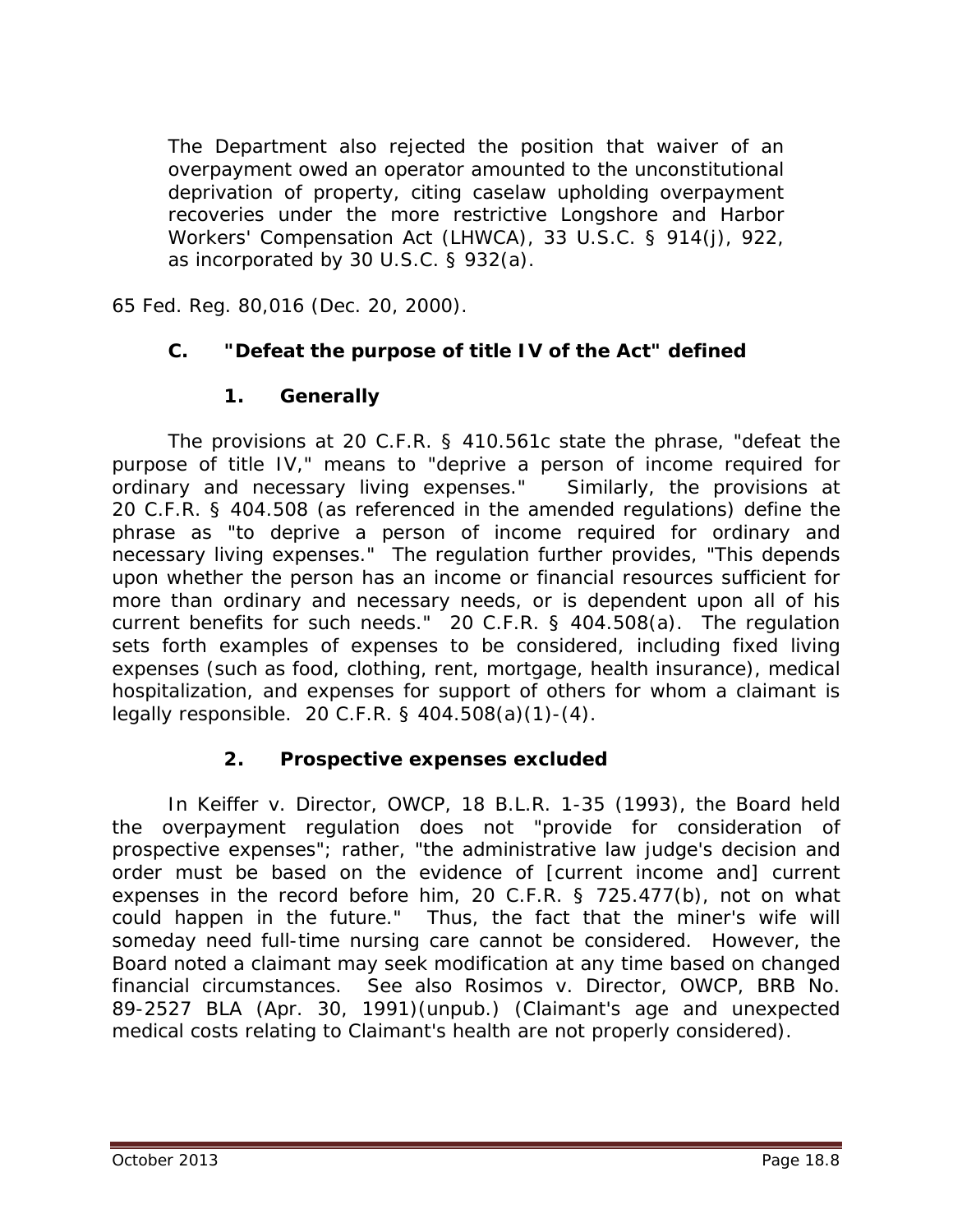> The Department also rejected the position that waiver of an overpayment owed an operator amounted to the unconstitutional deprivation of property, citing caselaw upholding overpayment recoveries under the more restrictive Longshore and Harbor Workers' Compensation Act (LHWCA), 33 U.S.C. § 914(j), 922, as incorporated by 30 U.S.C. § 932(a).

65 Fed. Reg. 80,016 (Dec. 20, 2000).

### C. "Defeat the purpose of title IV of the Act" defined

#### 1. Generally

The provisions at 20 C.F.R. § 410.561c state the phrase, "defeat the purpose of title IV," means to "deprive a person of income required for ordinary and necessary living expenses." Similarly, the provisions at 20 C.F.R. § 404.508 (as referenced in the amended regulations) define the phrase as "to deprive a person of income required for ordinary and necessary living expenses." The regulation further provides, "This depends upon whether the person has an income or financial resources sufficient for more than ordinary and necessary needs, or is dependent upon all of his current benefits for such needs." 20 C.F.R. § 404.508(a). The regulation sets forth examples of expenses to be considered, including fixed living expenses (such as food, clothing, rent, mortgage, health insurance), medical hospitalization, and expenses for support of others for whom a claimant is legally responsible. 20 C.F.R. § 404.508(a)(1)-(4).

#### 2. Prospective expenses excluded

In *Keiffer v. Director, OWCP*, 18 B.L.R. 1-35 (1993), the Board held the overpayment regulation does not "provide for consideration of prospective expenses"; rather, "the administrative law judge's decision and order must be based on the evidence of [current income and] current expenses in the record before him, 20 C.F.R. § 725.477(b), not on what could happen in the future." Thus, the fact that the miner's wife will someday need full-time nursing care cannot be considered. However, the Board noted a claimant may seek modification at any time based on changed financial circumstances. *See also Rosimos v. Director, OWCP*, BRB No. 89-2527 BLA (Apr. 30, 1991)(unpub.) (Claimant's age and unexpected medical costs relating to Claimant's health are not properly considered).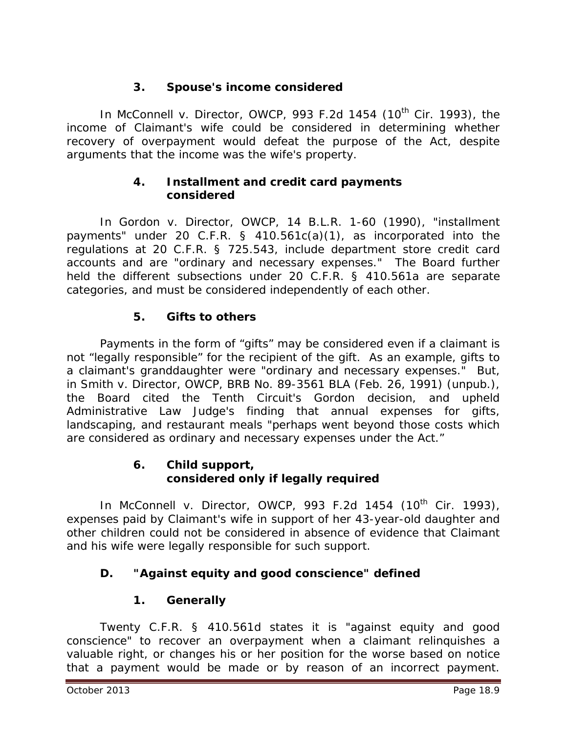#### 3. Spouse's income considered

In McConnell v. Director, OWCP, 993 F.2d 1454 (10th Cir. 1993), the income of Claimant's wife could be considered in determining whether recovery of overpayment would defeat the purpose of the Act, despite arguments that the income was the wife's property.

#### 4. Installment and credit card payments considered

In Gordon v. Director, OWCP, 14 B.L.R. 1-60 (1990), "installment payments" under 20 C.F.R. § 410.561c(a)(1), as incorporated into the regulations at 20 C.F.R. § 725.543, include department store credit card accounts and are "ordinary and necessary expenses." The Board further held the different subsections under 20 C.F.R. § 410.561a are separate categories, and must be considered independently of each other.

#### 5. Gifts to others

Payments in the form of "gifts" may be considered even if a claimant is not "legally responsible" for the recipient of the gift. As an example, gifts to a claimant's granddaughter were "ordinary and necessary expenses." But, in Smith v. Director, OWCP, BRB No. 89-3561 BLA (Feb. 26, 1991) (unpub.), the Board cited the Tenth Circuit's Gordon decision, and upheld Administrative Law Judge's finding that annual expenses for gifts, landscaping, and restaurant meals "perhaps went beyond those costs which are considered as ordinary and necessary expenses under the Act."

#### 6. Child support, considered only if legally required

In McConnell v. Director, OWCP, 993 F.2d 1454 (10th Cir. 1993), expenses paid by Claimant's wife in support of her 43-year-old daughter and other children could not be considered in absence of evidence that Claimant and his wife were legally responsible for such support.

### D. "Against equity and good conscience" defined

#### 1. Generally

Twenty C.F.R. § 410.561d states it is "against equity and good conscience" to recover an overpayment when a claimant relinquishes a valuable right, or changes his or her position for the worse based on notice that a payment would be made or by reason of an incorrect payment.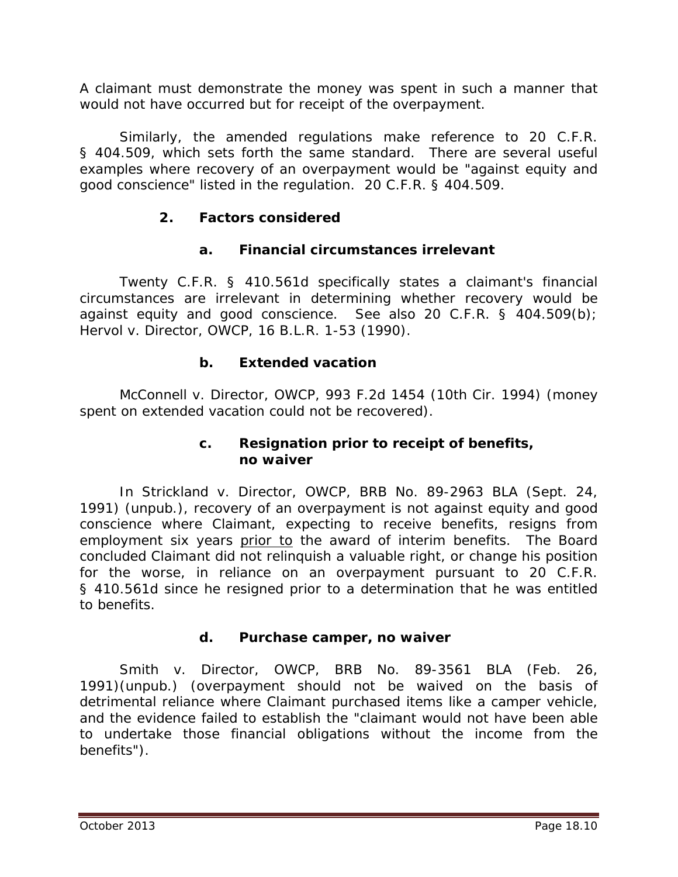A claimant must demonstrate the money was spent in such a manner that would not have occurred but for receipt of the overpayment.

Similarly, the amended regulations make reference to 20 C.F.R. § 404.509, which sets forth the same standard. There are several useful examples where recovery of an overpayment would be "against equity and good conscience" listed in the regulation. 20 C.F.R. § 404.509.

### 2. Factors considered

#### a. Financial circumstances irrelevant

Twenty C.F.R. § 410.561d specifically states a claimant's financial circumstances are irrelevant in determining whether recovery would be against equity and good conscience. *See also* 20 C.F.R. § 404.509(b); *Hervol v. Director, OWCP*, 16 B.L.R. 1-53 (1990).

#### b. Extended vacation

*McConnell v. Director, OWCP*, 993 F.2d 1454 (10th Cir. 1994) (money spent on extended vacation could not be recovered).

#### c. Resignation prior to receipt of benefits, no waiver

In *Strickland v. Director, OWCP*, BRB No. 89-2963 BLA (Sept. 24, 1991) (unpub.), recovery of an overpayment is not against equity and good conscience where Claimant, expecting to receive benefits, resigns from employment six years prior to the award of interim benefits. The Board concluded Claimant did not relinquish a valuable right, or change his position for the worse, in reliance on an overpayment pursuant to 20 C.F.R. § 410.561d since he resigned prior to a determination that he was entitled to benefits.

#### d. Purchase camper, no waiver

*Smith v. Director, OWCP*, BRB No. 89-3561 BLA (Feb. 26, 1991)(unpub.) (overpayment should not be waived on the basis of detrimental reliance where Claimant purchased items like a camper vehicle, and the evidence failed to establish the "claimant would not have been able to undertake those financial obligations without the income from the benefits").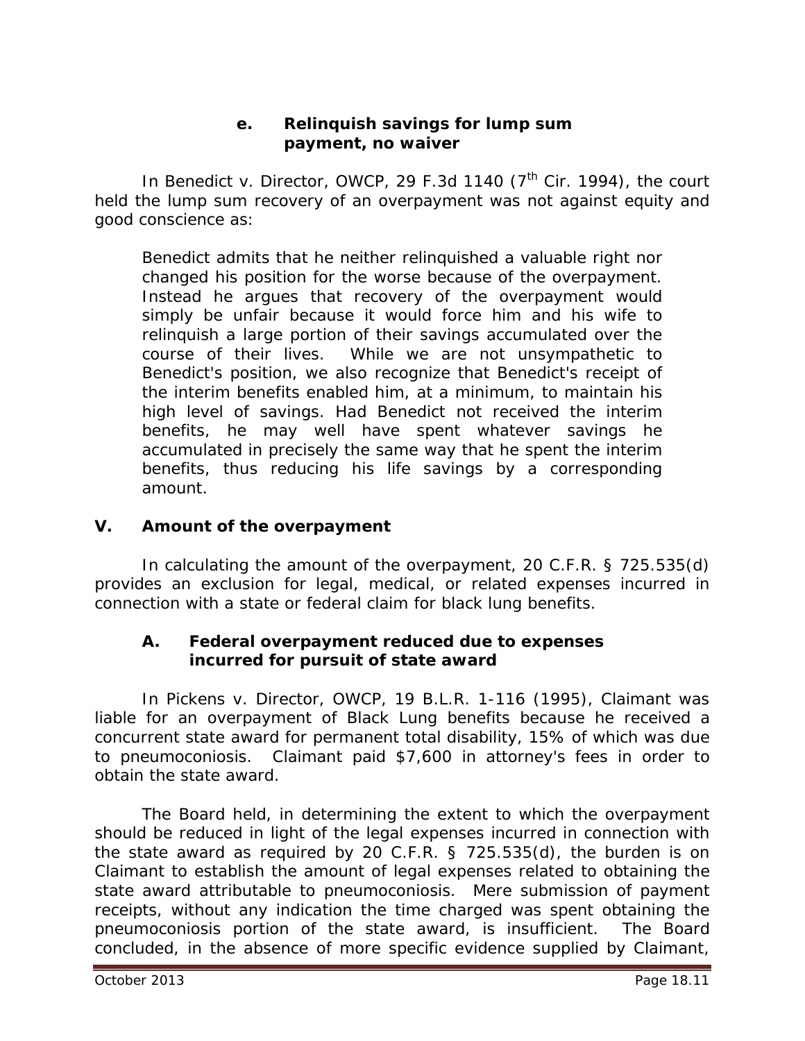#### e. Relinquish savings for lump sum payment, no waiver

In *Benedict v. Director, OWCP*, 29 F.3d 1140 (7th Cir. 1994), the court held the lump sum recovery of an overpayment was not against equity and good conscience as:

> Benedict admits that he neither relinquished a valuable right nor changed his position for the worse because of the overpayment. Instead he argues that recovery of the overpayment would simply be unfair because it would force him and his wife to relinquish a large portion of their savings accumulated over the course of their lives. While we are not unsympathetic to Benedict's position, we also recognize that Benedict's receipt of the interim benefits enabled him, at a minimum, to maintain his high level of savings. Had Benedict not received the interim benefits, he may well have spent whatever savings he accumulated in precisely the same way that he spent the interim benefits, thus reducing his life savings by a corresponding amount.

## V. Amount of the overpayment

In calculating the amount of the overpayment, 20 C.F.R. § 725.535(d) provides an exclusion for legal, medical, or related expenses incurred in connection with a state or federal claim for black lung benefits.

### A. Federal overpayment reduced due to expenses incurred for pursuit of state award

In *Pickens v. Director, OWCP*, 19 B.L.R. 1-116 (1995), Claimant was liable for an overpayment of Black Lung benefits because he received a concurrent state award for permanent total disability, 15% of which was due to pneumoconiosis. Claimant paid $7,600 in attorney's fees in order to obtain the state award.

The Board held, in determining the extent to which the overpayment should be reduced in light of the legal expenses incurred in connection with the state award as required by 20 C.F.R. § 725.535(d), the burden is on Claimant to establish the amount of legal expenses related to obtaining the state award attributable to pneumoconiosis. Mere submission of payment receipts, without any indication the time charged was spent obtaining the pneumoconiosis portion of the state award, is insufficient. The Board concluded, in the absence of more specific evidence supplied by Claimant,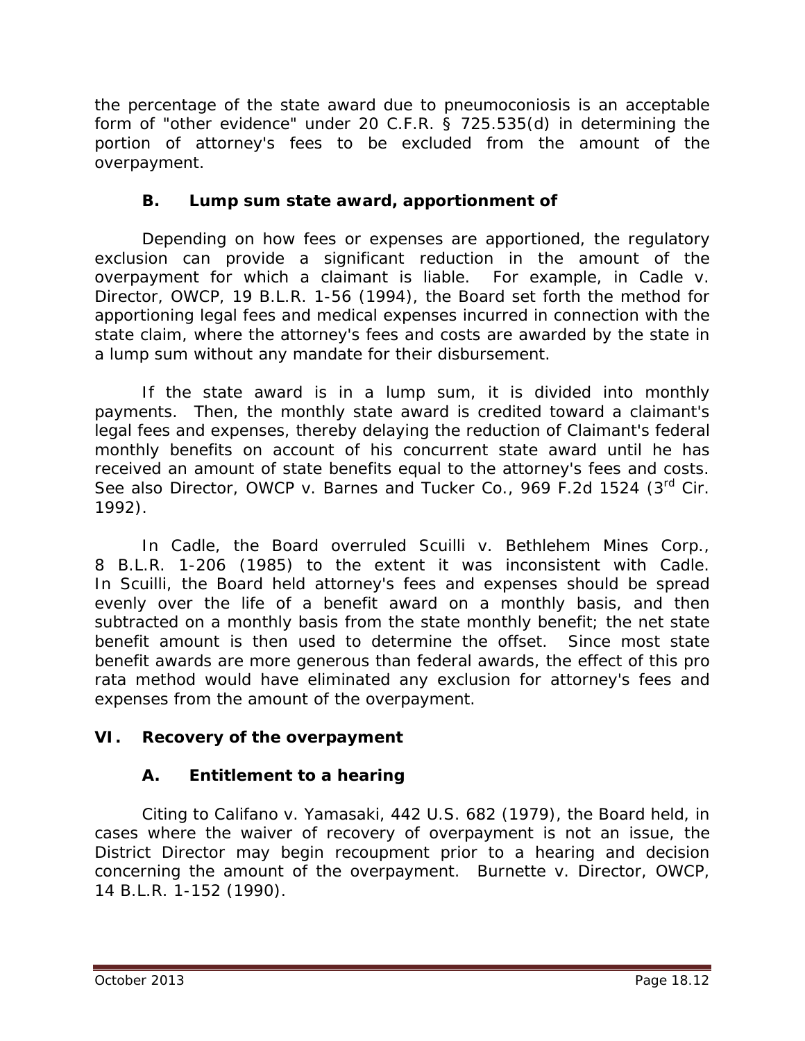the percentage of the state award due to pneumoconiosis is an acceptable form of "other evidence" under 20 C.F.R. § 725.535(d) in determining the portion of attorney's fees to be excluded from the amount of the overpayment.

### B. Lump sum state award, apportionment of

Depending on how fees or expenses are apportioned, the regulatory exclusion can provide a significant reduction in the amount of the overpayment for which a claimant is liable. For example, in *Cadle v. Director, OWCP*, 19 B.L.R. 1-56 (1994), the Board set forth the method for apportioning legal fees and medical expenses incurred in connection with the state claim, where the attorney's fees and costs are awarded by the state in a lump sum without any mandate for their disbursement.

If the state award is in a lump sum, it is divided into monthly payments. Then, the monthly state award is credited toward a claimant's legal fees and expenses, thereby delaying the reduction of Claimant's federal monthly benefits on account of his concurrent state award until he has received an amount of state benefits equal to the attorney's fees and costs. *See also Director, OWCP v. Barnes and Tucker Co.*, 969 F.2d 1524 (3rd Cir. 1992).

In *Cadle*, the Board overruled *Scuilli v. Bethlehem Mines Corp.*, 8 B.L.R. 1-206 (1985) to the extent it was inconsistent with *Cadle*. In *Scuilli*, the Board held attorney's fees and expenses should be spread evenly over the life of a benefit award on a monthly basis, and then subtracted on a monthly basis from the state monthly benefit; the net state benefit amount is then used to determine the offset. Since most state benefit awards are more generous than federal awards, the effect of this pro rata method would have eliminated any exclusion for attorney's fees and expenses from the amount of the overpayment.

## VI. Recovery of the overpayment

### A. Entitlement to a hearing

Citing to *Califano v. Yamasaki*, 442 U.S. 682 (1979), the Board held, in cases where the waiver of recovery of overpayment is not an issue, the District Director may begin recoupment prior to a hearing and decision concerning the amount of the overpayment. *Burnette v. Director, OWCP*, 14 B.L.R. 1-152 (1990).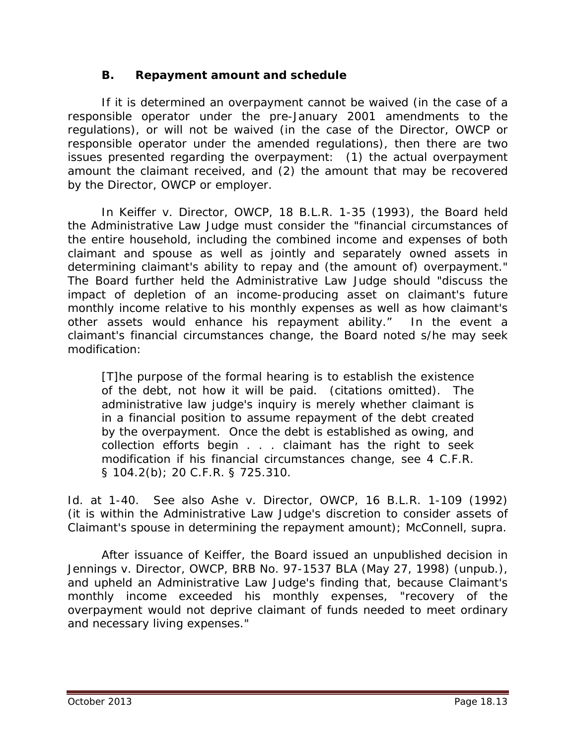### B. Repayment amount and schedule

If it is determined an overpayment cannot be waived (in the case of a responsible operator under the pre-January 2001 amendments to the regulations), or will not be waived (in the case of the Director, OWCP or responsible operator under the amended regulations), then there are two issues presented regarding the overpayment: (1) the actual overpayment amount the claimant received, and (2) the amount that may be recovered by the Director, OWCP or employer.

In *Keiffer v. Director, OWCP*, 18 B.L.R. 1-35 (1993), the Board held the Administrative Law Judge must consider the "financial circumstances of the entire household, including the combined income and expenses of both claimant and spouse as well as jointly and separately owned assets in determining claimant's ability to repay and (the amount of) overpayment." The Board further held the Administrative Law Judge should "discuss the impact of depletion of an income-producing asset on claimant's future monthly income relative to his monthly expenses as well as how claimant's other assets would enhance his repayment ability." In the event a claimant's financial circumstances change, the Board noted s/he may seek modification:

> [T]he purpose of the formal hearing is to establish the existence of the debt, not how it will be paid. (citations omitted). The administrative law judge's inquiry is merely whether claimant is in a financial position to assume repayment of the debt created by the overpayment. Once the debt is established as owing, and collection efforts begin . . . claimant has the right to seek modification if his financial circumstances change, see 4 C.F.R. § 104.2(b); 20 C.F.R. § 725.310.

*Id.* at 1-40. *See also Ashe v. Director, OWCP*, 16 B.L.R. 1-109 (1992) (it is within the Administrative Law Judge's discretion to consider assets of Claimant's spouse in determining the repayment amount); *McConnell, supra.*

After issuance of *Keiffer*, the Board issued an unpublished decision in *Jennings v. Director, OWCP*, BRB No. 97-1537 BLA (May 27, 1998) (unpub.), and upheld an Administrative Law Judge's finding that, because Claimant's monthly income exceeded his monthly expenses, "recovery of the overpayment would not deprive claimant of funds needed to meet ordinary and necessary living expenses."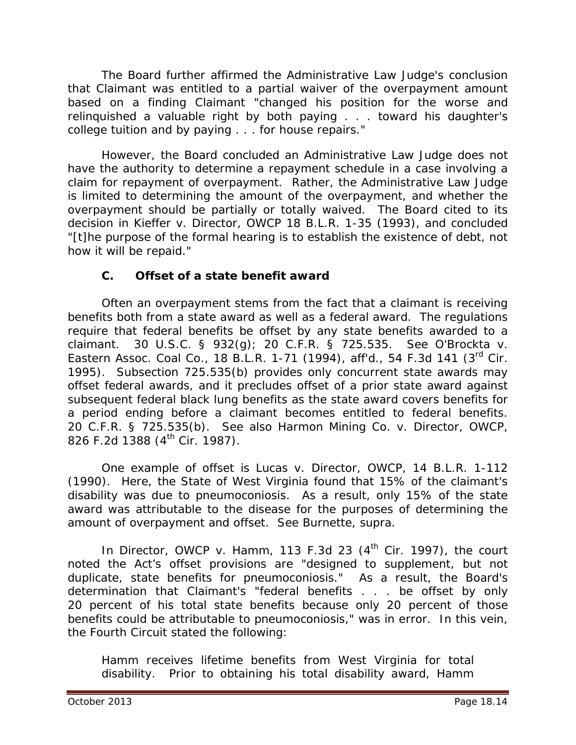The Board further affirmed the Administrative Law Judge's conclusion that Claimant was entitled to a partial waiver of the overpayment amount based on a finding Claimant "changed his position for the worse and relinquished a valuable right by both paying . . . toward his daughter's college tuition and by paying . . . for house repairs."

However, the Board concluded an Administrative Law Judge does not have the authority to determine a repayment schedule in a case involving a claim for repayment of overpayment. Rather, the Administrative Law Judge is limited to determining the amount of the overpayment, and whether the overpayment should be partially or totally waived. The Board cited to its decision in *Kieffer v. Director, OWCP* 18 B.L.R. 1-35 (1993), and concluded "[t]he purpose of the formal hearing is to establish the existence of debt, not how it will be repaid."

### C. Offset of a state benefit award

Often an overpayment stems from the fact that a claimant is receiving benefits both from a state award as well as a federal award. The regulations require that federal benefits be offset by any state benefits awarded to a claimant. 30 U.S.C. § 932(g); 20 C.F.R. § 725.535. *See O'Brockta v. Eastern Assoc. Coal Co.*, 18 B.L.R. 1-71 (1994), *aff'd.*, 54 F.3d 141 (3rd Cir. 1995). Subsection 725.535(b) provides only concurrent state awards may offset federal awards, and it precludes offset of a prior state award against subsequent federal black lung benefits as the state award covers benefits for a period ending before a claimant becomes entitled to federal benefits. 20 C.F.R. § 725.535(b). *See also Harmon Mining Co. v. Director, OWCP*, 826 F.2d 1388 (4th Cir. 1987).

One example of offset is *Lucas v. Director, OWCP*, 14 B.L.R. 1-112 (1990). Here, the State of West Virginia found that 15% of the claimant's disability was due to pneumoconiosis. As a result, only 15% of the state award was attributable to the disease for the purposes of determining the amount of overpayment and offset. *See Burnette, supra*.

In *Director, OWCP v. Hamm*, 113 F.3d 23 (4th Cir. 1997), the court noted the Act's offset provisions are "designed to supplement, but not duplicate, state benefits for pneumoconiosis." As a result, the Board's determination that Claimant's "federal benefits . . . be offset by only 20 percent of his total state benefits because only 20 percent of those benefits could be attributable to pneumoconiosis," was in error. In this vein, the Fourth Circuit stated the following:

> Hamm receives lifetime benefits from West Virginia for total disability. Prior to obtaining his total disability award, Hamm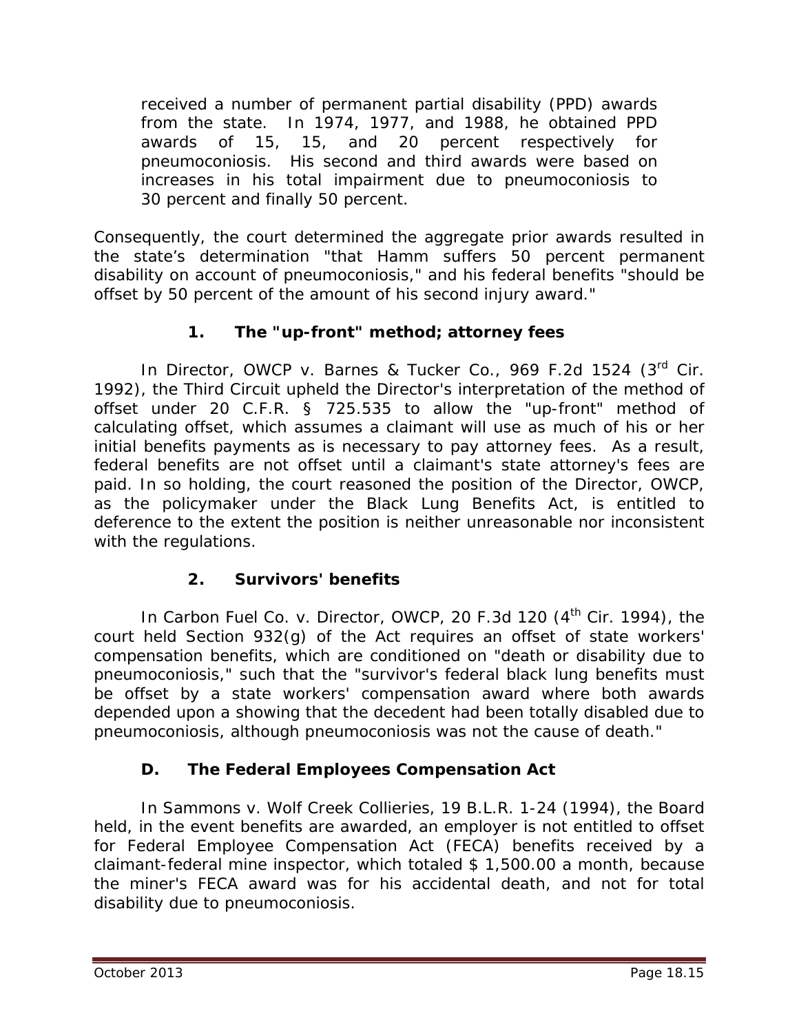> received a number of permanent partial disability (PPD) awards from the state. In 1974, 1977, and 1988, he obtained PPD awards of 15, 15, and 20 percent respectively for pneumoconiosis. His second and third awards were based on increases in his total impairment due to pneumoconiosis to 30 percent and finally 50 percent.

Consequently, the court determined the aggregate prior awards resulted in the state's determination "that Hamm suffers 50 percent permanent disability on account of pneumoconiosis," and his federal benefits "should be offset by 50 percent of the amount of his second injury award."

### 1. The "up-front" method; attorney fees

In *Director, OWCP v. Barnes & Tucker Co.*, 969 F.2d 1524 (3rd Cir. 1992), the Third Circuit upheld the Director's interpretation of the method of offset under 20 C.F.R. § 725.535 to allow the "up-front" method of calculating offset, which assumes a claimant will use as much of his or her initial benefits payments as is necessary to pay attorney fees. As a result, federal benefits are not offset until a claimant's state attorney's fees are paid. In so holding, the court reasoned the position of the Director, OWCP, as the policymaker under the Black Lung Benefits Act, is entitled to deference to the extent the position is neither unreasonable nor inconsistent with the regulations.

### 2. Survivors' benefits

In *Carbon Fuel Co. v. Director, OWCP*, 20 F.3d 120 (4th Cir. 1994), the court held Section 932(g) of the Act requires an offset of state workers' compensation benefits, which are conditioned on "death or disability due to pneumoconiosis," such that the "survivor's federal black lung benefits must be offset by a state workers' compensation award where both awards depended upon a showing that the decedent had been totally disabled due to pneumoconiosis, although pneumoconiosis was not the cause of death."

## D. The Federal Employees Compensation Act

In *Sammons v. Wolf Creek Collieries*, 19 B.L.R. 1-24 (1994), the Board held, in the event benefits are awarded, an employer is not entitled to offset for Federal Employee Compensation Act (FECA) benefits received by a claimant-federal mine inspector, which totaled $ 1,500.00 a month, because the miner's FECA award was for his accidental death, and not for total disability due to pneumoconiosis.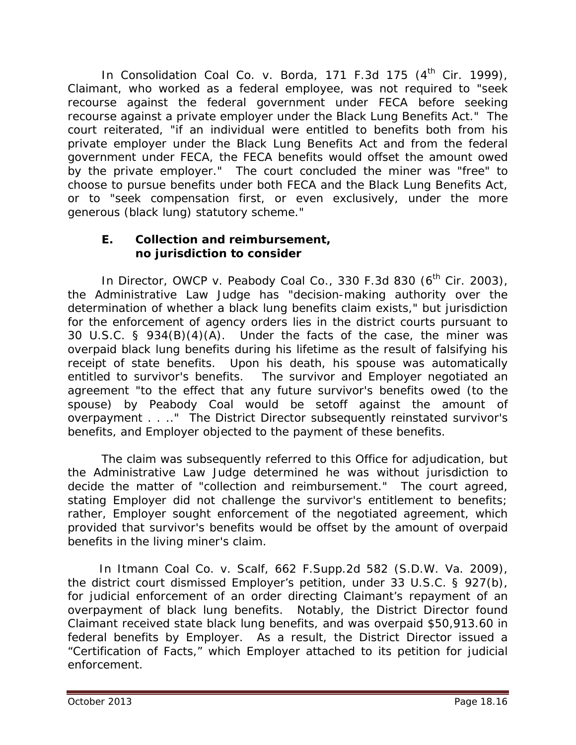In *Consolidation Coal Co. v. Borda*, 171 F.3d 175 (4th Cir. 1999), Claimant, who worked as a federal employee, was not required to "seek recourse against the federal government under FECA before seeking recourse against a private employer under the Black Lung Benefits Act." The court reiterated, "if an individual were entitled to benefits both from his private employer under the Black Lung Benefits Act and from the federal government under FECA, the FECA benefits would offset the amount owed by the private employer." The court concluded the miner was "free" to choose to pursue benefits under both FECA and the Black Lung Benefits Act, or to "seek compensation first, or even exclusively, under the more generous (black lung) statutory scheme."

### E. Collection and reimbursement, no jurisdiction to consider

In *Director, OWCP v. Peabody Coal Co.*, 330 F.3d 830 (6th Cir. 2003), the Administrative Law Judge has "decision-making authority over the determination of whether a black lung benefits claim exists," but jurisdiction for the enforcement of agency orders lies in the district courts pursuant to 30 U.S.C. § 934(B)(4)(A). Under the facts of the case, the miner was overpaid black lung benefits during his lifetime as the result of falsifying his receipt of state benefits. Upon his death, his spouse was automatically entitled to survivor's benefits. The survivor and Employer negotiated an agreement "to the effect that any future survivor's benefits owed (to the spouse) by Peabody Coal would be setoff against the amount of overpayment . . .." The District Director subsequently reinstated survivor's benefits, and Employer objected to the payment of these benefits.

The claim was subsequently referred to this Office for adjudication, but the Administrative Law Judge determined he was without jurisdiction to decide the matter of "collection and reimbursement." The court agreed, stating Employer did not challenge the survivor's entitlement to benefits; rather, Employer sought enforcement of the negotiated agreement, which provided that survivor's benefits would be offset by the amount of overpaid benefits in the living miner's claim.

In *Itmann Coal Co. v. Scalf*, 662 F.Supp.2d 582 (S.D.W. Va. 2009), the district court dismissed Employer's petition, under 33 U.S.C. § 927(b), for judicial enforcement of an order directing Claimant's repayment of an overpayment of black lung benefits. Notably, the District Director found Claimant received state black lung benefits, and was overpaid $50,913.60 in federal benefits by Employer. As a result, the District Director issued a "Certification of Facts," which Employer attached to its petition for judicial enforcement.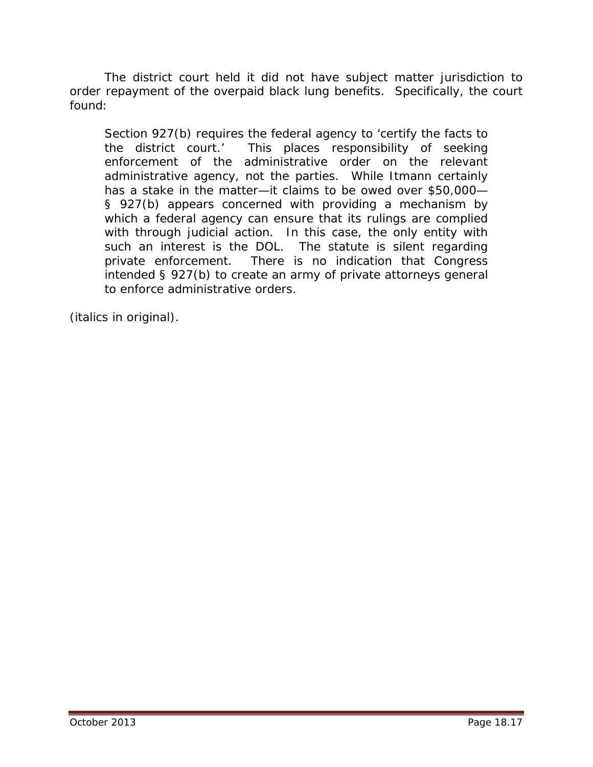The district court held it did not have subject matter jurisdiction to order repayment of the overpaid black lung benefits. Specifically, the court found:

> Section 927(b) requires the federal agency to 'certify the facts to the district court.' This places responsibility of seeking enforcement of the administrative order on the relevant administrative agency, not the parties. While Itmann certainly has a stake in the matter—it claims to be owed over $50,000—§ 927(b) appears concerned with providing a mechanism by which a federal agency can ensure that its rulings are complied with through judicial action. In this case, the only entity with such an interest is the DOL. The statute is silent regarding private enforcement. There is no indication that Congress intended § 927(b) to create an army of private attorneys general to enforce administrative orders.

(italics in original).